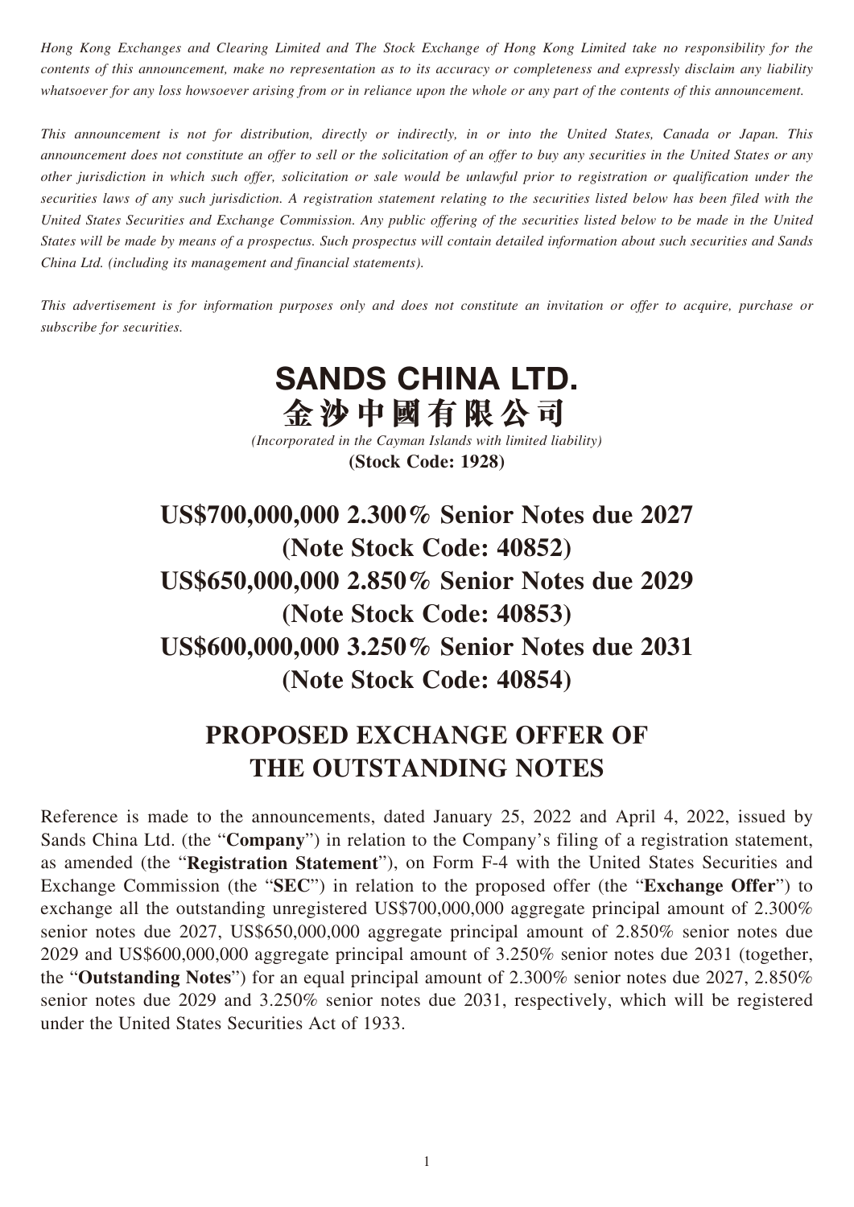*Hong Kong Exchanges and Clearing Limited and The Stock Exchange of Hong Kong Limited take no responsibility for the contents of this announcement, make no representation as to its accuracy or completeness and expressly disclaim any liability whatsoever for any loss howsoever arising from or in reliance upon the whole or any part of the contents of this announcement.*

*This announcement is not for distribution, directly or indirectly, in or into the United States, Canada or Japan. This announcement does not constitute an offer to sell or the solicitation of an offer to buy any securities in the United States or any other jurisdiction in which such offer, solicitation or sale would be unlawful prior to registration or qualification under the securities laws of any such jurisdiction. A registration statement relating to the securities listed below has been filed with the United States Securities and Exchange Commission. Any public offering of the securities listed below to be made in the United States will be made by means of a prospectus. Such prospectus will contain detailed information about such securities and Sands China Ltd. (including its management and financial statements).*

*This advertisement is for information purposes only and does not constitute an invitation or offer to acquire, purchase or subscribe for securities.*

# SANDS CHINA LTD.
# 金沙中國有限公司

*(Incorporated in the Cayman Islands with limited liability)*

**(Stock Code: 1928)**

## US$700,000,000 2.300% Senior Notes due 2027
## (Note Stock Code: 40852)
## US$650,000,000 2.850% Senior Notes due 2029
## (Note Stock Code: 40853)
## US$600,000,000 3.250% Senior Notes due 2031
## (Note Stock Code: 40854)

## PROPOSED EXCHANGE OFFER OF THE OUTSTANDING NOTES

Reference is made to the announcements, dated January 25, 2022 and April 4, 2022, issued by Sands China Ltd. (the "**Company**") in relation to the Company's filing of a registration statement, as amended (the "**Registration Statement**"), on Form F-4 with the United States Securities and Exchange Commission (the "**SEC**") in relation to the proposed offer (the "**Exchange Offer**") to exchange all the outstanding unregistered US$700,000,000 aggregate principal amount of 2.300% senior notes due 2027, US$650,000,000 aggregate principal amount of 2.850% senior notes due 2029 and US$600,000,000 aggregate principal amount of 3.250% senior notes due 2031 (together, the "**Outstanding Notes**") for an equal principal amount of 2.300% senior notes due 2027, 2.850% senior notes due 2029 and 3.250% senior notes due 2031, respectively, which will be registered under the United States Securities Act of 1933.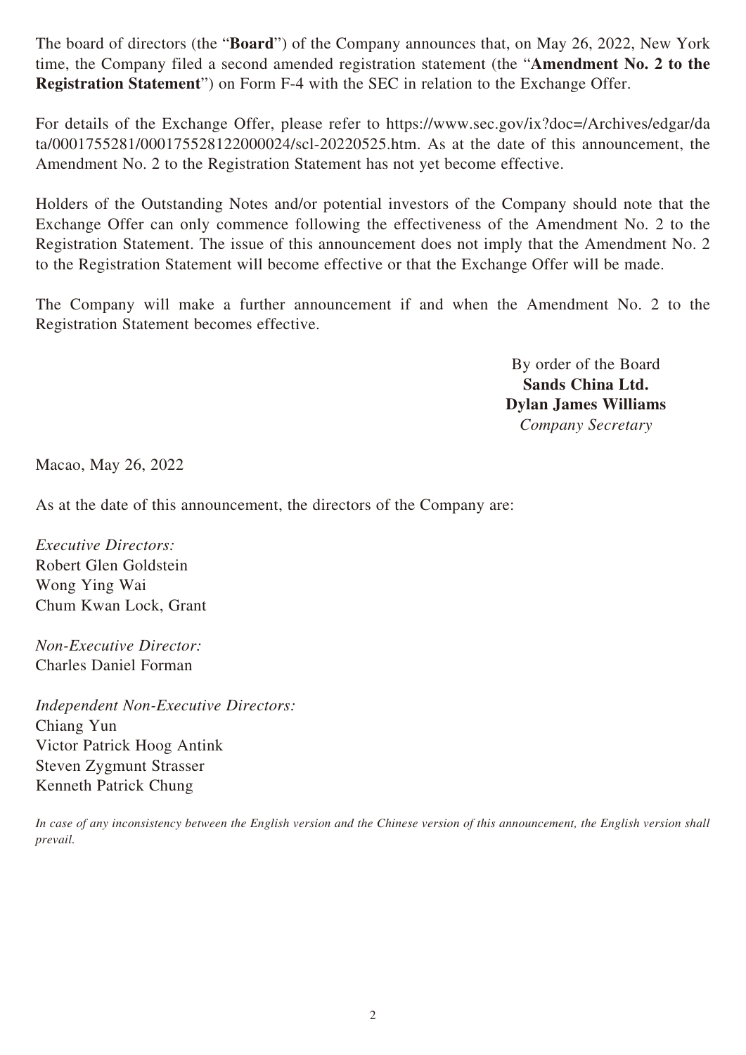The board of directors (the "**Board**") of the Company announces that, on May 26, 2022, New York time, the Company filed a second amended registration statement (the "**Amendment No. 2 to the Registration Statement**") on Form F-4 with the SEC in relation to the Exchange Offer.

For details of the Exchange Offer, please refer to https://www.sec.gov/ix?doc=/Archives/edgar/data/0001755281/000175528122000024/scl-20220525.htm. As at the date of this announcement, the Amendment No. 2 to the Registration Statement has not yet become effective.

Holders of the Outstanding Notes and/or potential investors of the Company should note that the Exchange Offer can only commence following the effectiveness of the Amendment No. 2 to the Registration Statement. The issue of this announcement does not imply that the Amendment No. 2 to the Registration Statement will become effective or that the Exchange Offer will be made.

The Company will make a further announcement if and when the Amendment No. 2 to the Registration Statement becomes effective.

By order of the Board
**Sands China Ltd.**
**Dylan James Williams**
*Company Secretary*

Macao, May 26, 2022

As at the date of this announcement, the directors of the Company are:

*Executive Directors:*
Robert Glen Goldstein
Wong Ying Wai
Chum Kwan Lock, Grant

*Non-Executive Director:*
Charles Daniel Forman

*Independent Non-Executive Directors:*
Chiang Yun
Victor Patrick Hoog Antink
Steven Zygmunt Strasser
Kenneth Patrick Chung

*In case of any inconsistency between the English version and the Chinese version of this announcement, the English version shall prevail.*